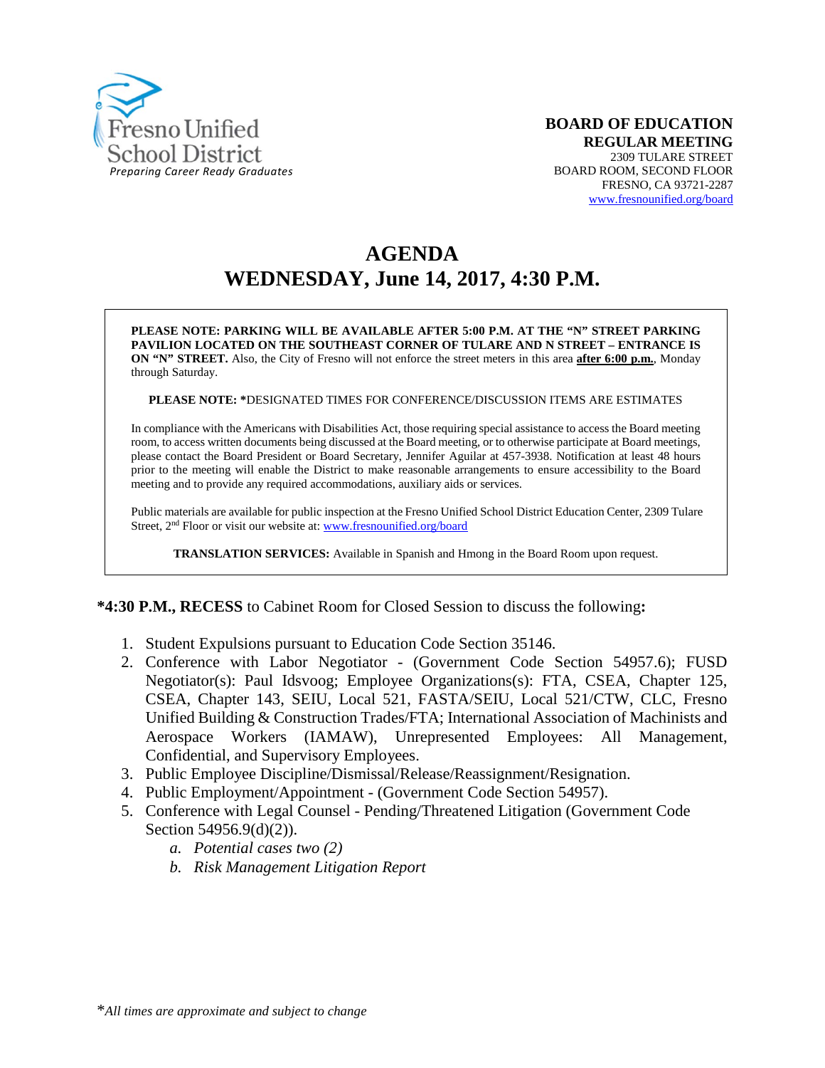Fresno Unified School District
*Preparing Career Ready Graduates*

**BOARD OF EDUCATION**
**REGULAR MEETING**
2309 TULARE STREET
BOARD ROOM, SECOND FLOOR
FRESNO, CA 93721-2287
www.fresnounified.org/board

# AGENDA
# WEDNESDAY, June 14, 2017, 4:30 P.M.

**PLEASE NOTE: PARKING WILL BE AVAILABLE AFTER 5:00 P.M. AT THE "N" STREET PARKING PAVILION LOCATED ON THE SOUTHEAST CORNER OF TULARE AND N STREET – ENTRANCE IS ON "N" STREET.** Also, the City of Fresno will not enforce the street meters in this area **after 6:00 p.m.**, Monday through Saturday.

**PLEASE NOTE: ***DESIGNATED TIMES FOR CONFERENCE/DISCUSSION ITEMS ARE ESTIMATES

In compliance with the Americans with Disabilities Act, those requiring special assistance to access the Board meeting room, to access written documents being discussed at the Board meeting, or to otherwise participate at Board meetings, please contact the Board President or Board Secretary, Jennifer Aguilar at 457-3938. Notification at least 48 hours prior to the meeting will enable the District to make reasonable arrangements to ensure accessibility to the Board meeting and to provide any required accommodations, auxiliary aids or services.

Public materials are available for public inspection at the Fresno Unified School District Education Center, 2309 Tulare Street, 2nd Floor or visit our website at: www.fresnounified.org/board

**TRANSLATION SERVICES:** Available in Spanish and Hmong in the Board Room upon request.

**\*4:30 P.M., RECESS** to Cabinet Room for Closed Session to discuss the following**:**

1. Student Expulsions pursuant to Education Code Section 35146.
2. Conference with Labor Negotiator - (Government Code Section 54957.6); FUSD Negotiator(s): Paul Idsvoog; Employee Organizations(s): FTA, CSEA, Chapter 125, CSEA, Chapter 143, SEIU, Local 521, FASTA/SEIU, Local 521/CTW, CLC, Fresno Unified Building & Construction Trades/FTA; International Association of Machinists and Aerospace Workers (IAMAW), Unrepresented Employees: All Management, Confidential, and Supervisory Employees.
3. Public Employee Discipline/Dismissal/Release/Reassignment/Resignation.
4. Public Employment/Appointment - (Government Code Section 54957).
5. Conference with Legal Counsel - Pending/Threatened Litigation (Government Code Section 54956.9(d)(2)).
   a. *Potential cases two (2)*
   b. *Risk Management Litigation Report*

\**All times are approximate and subject to change*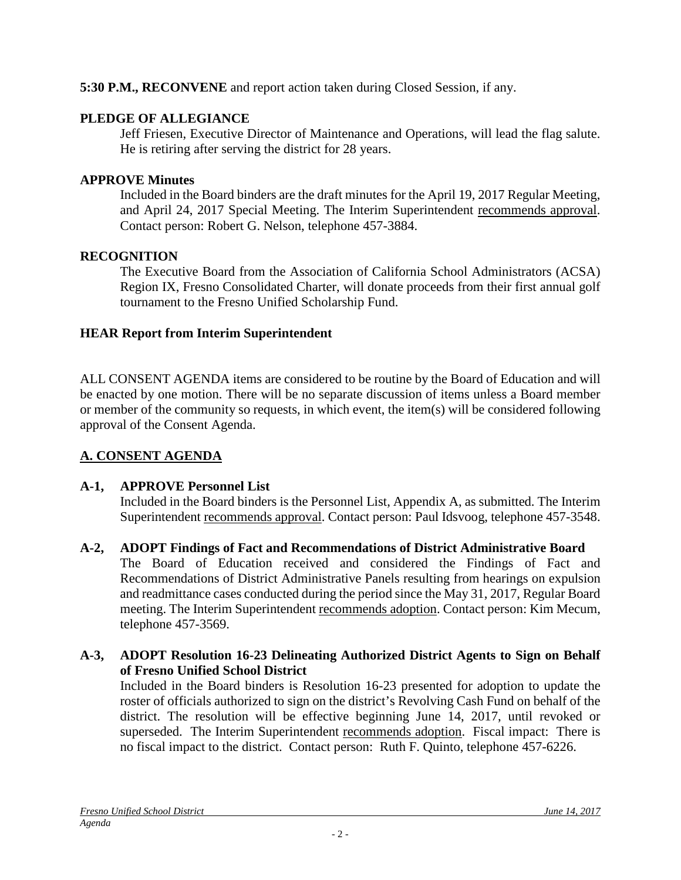**5:30 P.M., RECONVENE** and report action taken during Closed Session, if any.

**PLEDGE OF ALLEGIANCE**

Jeff Friesen, Executive Director of Maintenance and Operations, will lead the flag salute. He is retiring after serving the district for 28 years.

**APPROVE Minutes**

Included in the Board binders are the draft minutes for the April 19, 2017 Regular Meeting, and April 24, 2017 Special Meeting. The Interim Superintendent recommends approval. Contact person: Robert G. Nelson, telephone 457-3884.

**RECOGNITION**

The Executive Board from the Association of California School Administrators (ACSA) Region IX, Fresno Consolidated Charter, will donate proceeds from their first annual golf tournament to the Fresno Unified Scholarship Fund.

**HEAR Report from Interim Superintendent**

ALL CONSENT AGENDA items are considered to be routine by the Board of Education and will be enacted by one motion. There will be no separate discussion of items unless a Board member or member of the community so requests, in which event, the item(s) will be considered following approval of the Consent Agenda.

## A. CONSENT AGENDA

**A-1, APPROVE Personnel List**

Included in the Board binders is the Personnel List, Appendix A, as submitted. The Interim Superintendent recommends approval. Contact person: Paul Idsvoog, telephone 457-3548.

**A-2, ADOPT Findings of Fact and Recommendations of District Administrative Board**

The Board of Education received and considered the Findings of Fact and Recommendations of District Administrative Panels resulting from hearings on expulsion and readmittance cases conducted during the period since the May 31, 2017, Regular Board meeting. The Interim Superintendent recommends adoption. Contact person: Kim Mecum, telephone 457-3569.

**A-3, ADOPT Resolution 16-23 Delineating Authorized District Agents to Sign on Behalf of Fresno Unified School District**

Included in the Board binders is Resolution 16-23 presented for adoption to update the roster of officials authorized to sign on the district's Revolving Cash Fund on behalf of the district. The resolution will be effective beginning June 14, 2017, until revoked or superseded. The Interim Superintendent recommends adoption. Fiscal impact: There is no fiscal impact to the district. Contact person: Ruth F. Quinto, telephone 457-6226.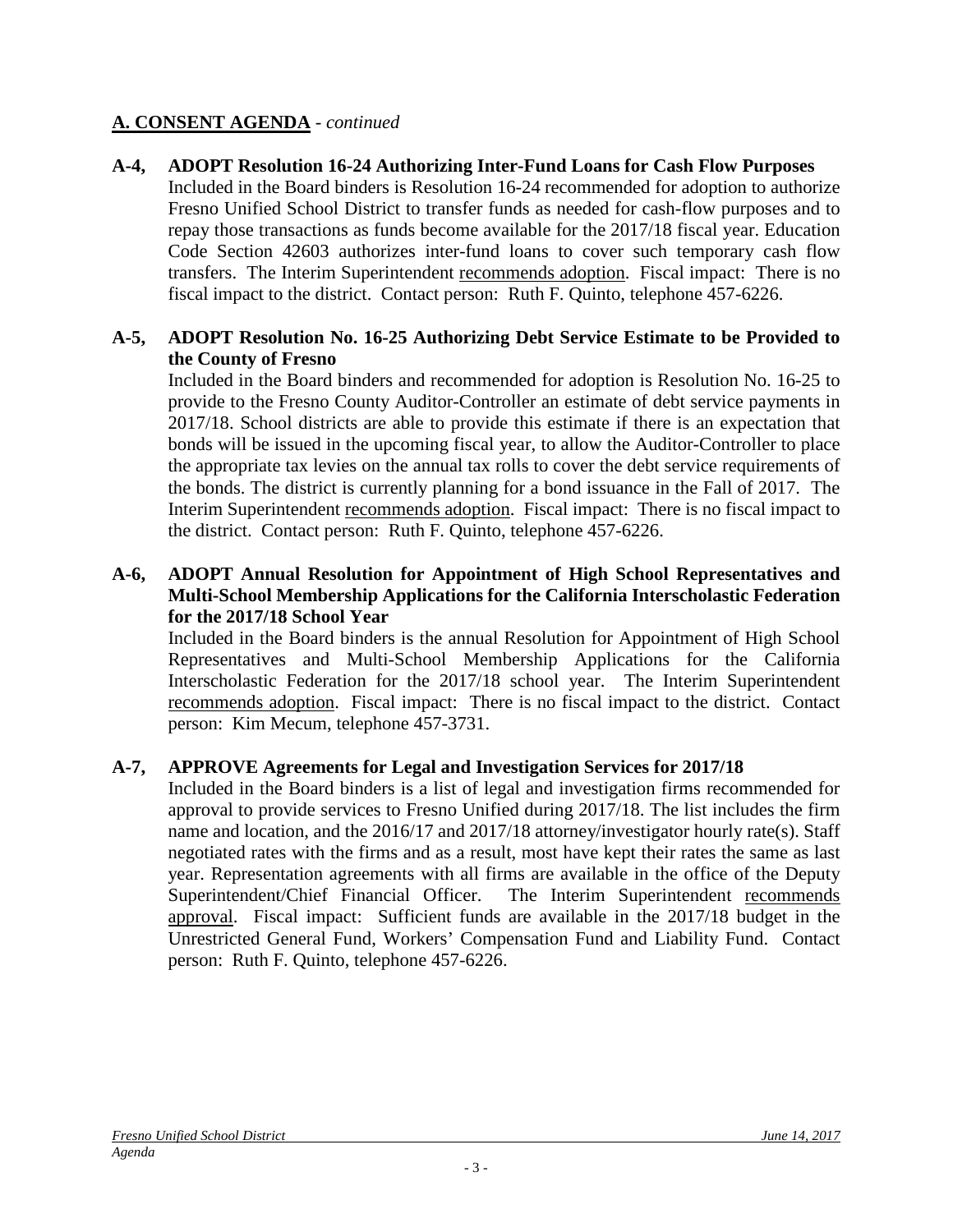## A. CONSENT AGENDA - *continued*

**A-4, ADOPT Resolution 16-24 Authorizing Inter-Fund Loans for Cash Flow Purposes**

Included in the Board binders is Resolution 16-24 recommended for adoption to authorize Fresno Unified School District to transfer funds as needed for cash-flow purposes and to repay those transactions as funds become available for the 2017/18 fiscal year. Education Code Section 42603 authorizes inter-fund loans to cover such temporary cash flow transfers. The Interim Superintendent recommends adoption. Fiscal impact: There is no fiscal impact to the district. Contact person: Ruth F. Quinto, telephone 457-6226.

**A-5, ADOPT Resolution No. 16-25 Authorizing Debt Service Estimate to be Provided to the County of Fresno**

Included in the Board binders and recommended for adoption is Resolution No. 16-25 to provide to the Fresno County Auditor-Controller an estimate of debt service payments in 2017/18. School districts are able to provide this estimate if there is an expectation that bonds will be issued in the upcoming fiscal year, to allow the Auditor-Controller to place the appropriate tax levies on the annual tax rolls to cover the debt service requirements of the bonds. The district is currently planning for a bond issuance in the Fall of 2017. The Interim Superintendent recommends adoption. Fiscal impact: There is no fiscal impact to the district. Contact person: Ruth F. Quinto, telephone 457-6226.

**A-6, ADOPT Annual Resolution for Appointment of High School Representatives and Multi-School Membership Applications for the California Interscholastic Federation for the 2017/18 School Year**

Included in the Board binders is the annual Resolution for Appointment of High School Representatives and Multi-School Membership Applications for the California Interscholastic Federation for the 2017/18 school year. The Interim Superintendent recommends adoption. Fiscal impact: There is no fiscal impact to the district. Contact person: Kim Mecum, telephone 457-3731.

**A-7, APPROVE Agreements for Legal and Investigation Services for 2017/18**

Included in the Board binders is a list of legal and investigation firms recommended for approval to provide services to Fresno Unified during 2017/18. The list includes the firm name and location, and the 2016/17 and 2017/18 attorney/investigator hourly rate(s). Staff negotiated rates with the firms and as a result, most have kept their rates the same as last year. Representation agreements with all firms are available in the office of the Deputy Superintendent/Chief Financial Officer. The Interim Superintendent recommends approval. Fiscal impact: Sufficient funds are available in the 2017/18 budget in the Unrestricted General Fund, Workers' Compensation Fund and Liability Fund. Contact person: Ruth F. Quinto, telephone 457-6226.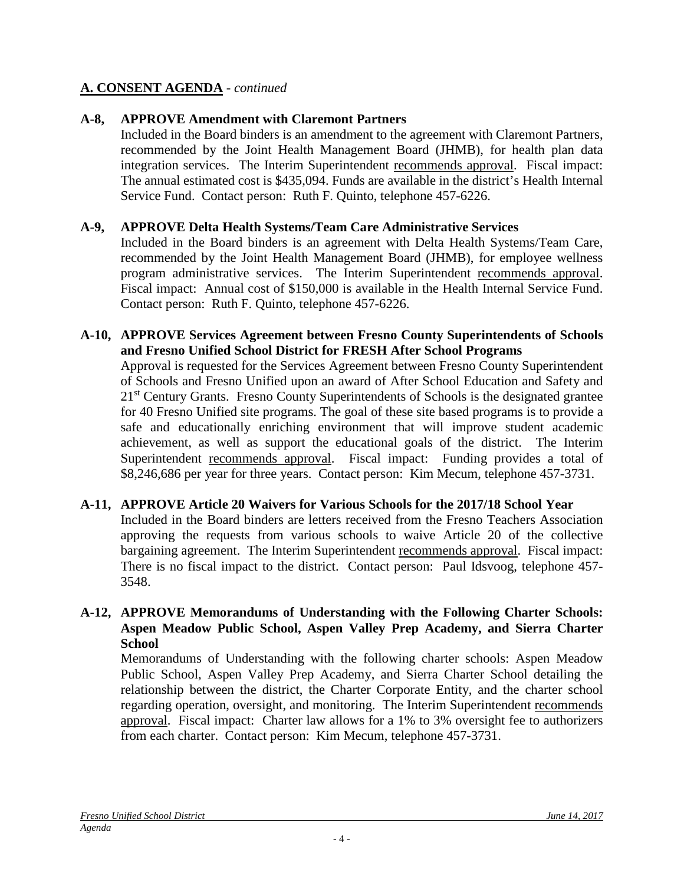## A. CONSENT AGENDA - *continued*

**A-8, APPROVE Amendment with Claremont Partners**

Included in the Board binders is an amendment to the agreement with Claremont Partners, recommended by the Joint Health Management Board (JHMB), for health plan data integration services. The Interim Superintendent recommends approval. Fiscal impact: The annual estimated cost is $435,094. Funds are available in the district's Health Internal Service Fund. Contact person: Ruth F. Quinto, telephone 457-6226.

**A-9, APPROVE Delta Health Systems/Team Care Administrative Services**

Included in the Board binders is an agreement with Delta Health Systems/Team Care, recommended by the Joint Health Management Board (JHMB), for employee wellness program administrative services. The Interim Superintendent recommends approval. Fiscal impact: Annual cost of $150,000 is available in the Health Internal Service Fund. Contact person: Ruth F. Quinto, telephone 457-6226.

**A-10, APPROVE Services Agreement between Fresno County Superintendents of Schools and Fresno Unified School District for FRESH After School Programs**

Approval is requested for the Services Agreement between Fresno County Superintendent of Schools and Fresno Unified upon an award of After School Education and Safety and 21st Century Grants. Fresno County Superintendents of Schools is the designated grantee for 40 Fresno Unified site programs. The goal of these site based programs is to provide a safe and educationally enriching environment that will improve student academic achievement, as well as support the educational goals of the district. The Interim Superintendent recommends approval. Fiscal impact: Funding provides a total of $8,246,686 per year for three years. Contact person: Kim Mecum, telephone 457-3731.

**A-11, APPROVE Article 20 Waivers for Various Schools for the 2017/18 School Year**

Included in the Board binders are letters received from the Fresno Teachers Association approving the requests from various schools to waive Article 20 of the collective bargaining agreement. The Interim Superintendent recommends approval. Fiscal impact: There is no fiscal impact to the district. Contact person: Paul Idsvoog, telephone 457-3548.

**A-12, APPROVE Memorandums of Understanding with the Following Charter Schools: Aspen Meadow Public School, Aspen Valley Prep Academy, and Sierra Charter School**

Memorandums of Understanding with the following charter schools: Aspen Meadow Public School, Aspen Valley Prep Academy, and Sierra Charter School detailing the relationship between the district, the Charter Corporate Entity, and the charter school regarding operation, oversight, and monitoring. The Interim Superintendent recommends approval. Fiscal impact: Charter law allows for a 1% to 3% oversight fee to authorizers from each charter. Contact person: Kim Mecum, telephone 457-3731.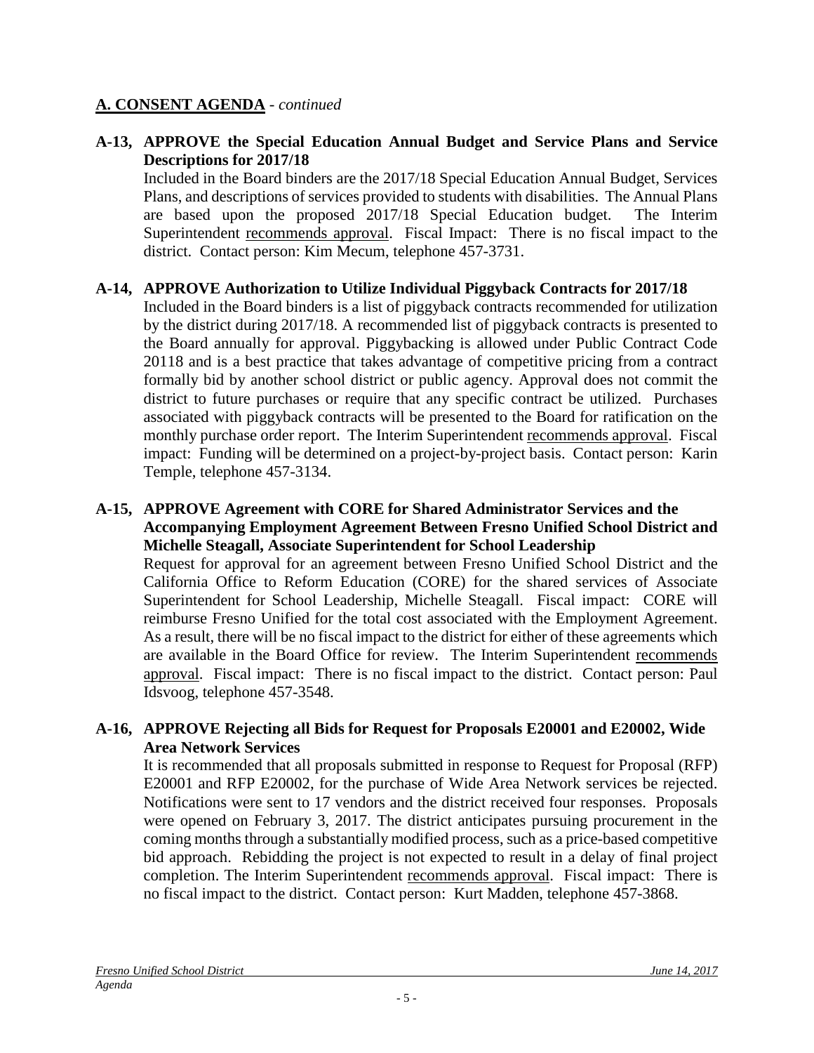## A. CONSENT AGENDA - *continued*

**A-13, APPROVE the Special Education Annual Budget and Service Plans and Service Descriptions for 2017/18**

Included in the Board binders are the 2017/18 Special Education Annual Budget, Services Plans, and descriptions of services provided to students with disabilities. The Annual Plans are based upon the proposed 2017/18 Special Education budget. The Interim Superintendent recommends approval. Fiscal Impact: There is no fiscal impact to the district. Contact person: Kim Mecum, telephone 457-3731.

**A-14, APPROVE Authorization to Utilize Individual Piggyback Contracts for 2017/18**

Included in the Board binders is a list of piggyback contracts recommended for utilization by the district during 2017/18. A recommended list of piggyback contracts is presented to the Board annually for approval. Piggybacking is allowed under Public Contract Code 20118 and is a best practice that takes advantage of competitive pricing from a contract formally bid by another school district or public agency. Approval does not commit the district to future purchases or require that any specific contract be utilized. Purchases associated with piggyback contracts will be presented to the Board for ratification on the monthly purchase order report. The Interim Superintendent recommends approval. Fiscal impact: Funding will be determined on a project-by-project basis. Contact person: Karin Temple, telephone 457-3134.

**A-15, APPROVE Agreement with CORE for Shared Administrator Services and the Accompanying Employment Agreement Between Fresno Unified School District and Michelle Steagall, Associate Superintendent for School Leadership**

Request for approval for an agreement between Fresno Unified School District and the California Office to Reform Education (CORE) for the shared services of Associate Superintendent for School Leadership, Michelle Steagall. Fiscal impact: CORE will reimburse Fresno Unified for the total cost associated with the Employment Agreement. As a result, there will be no fiscal impact to the district for either of these agreements which are available in the Board Office for review. The Interim Superintendent recommends approval. Fiscal impact: There is no fiscal impact to the district. Contact person: Paul Idsvoog, telephone 457-3548.

**A-16, APPROVE Rejecting all Bids for Request for Proposals E20001 and E20002, Wide Area Network Services**

It is recommended that all proposals submitted in response to Request for Proposal (RFP) E20001 and RFP E20002, for the purchase of Wide Area Network services be rejected. Notifications were sent to 17 vendors and the district received four responses. Proposals were opened on February 3, 2017. The district anticipates pursuing procurement in the coming months through a substantially modified process, such as a price-based competitive bid approach. Rebidding the project is not expected to result in a delay of final project completion. The Interim Superintendent recommends approval. Fiscal impact: There is no fiscal impact to the district. Contact person: Kurt Madden, telephone 457-3868.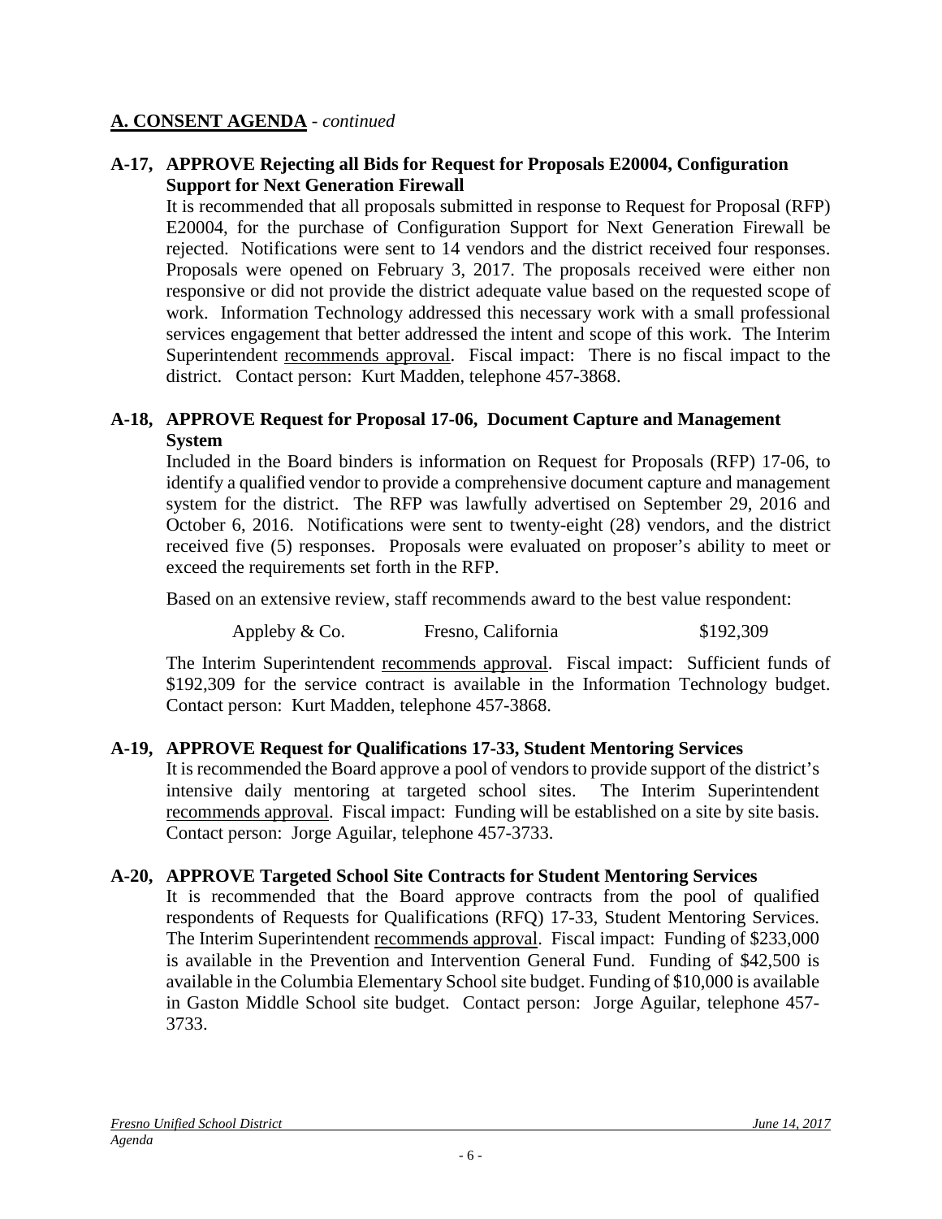## A. CONSENT AGENDA - *continued*

**A-17, APPROVE Rejecting all Bids for Request for Proposals E20004, Configuration Support for Next Generation Firewall**

It is recommended that all proposals submitted in response to Request for Proposal (RFP) E20004, for the purchase of Configuration Support for Next Generation Firewall be rejected. Notifications were sent to 14 vendors and the district received four responses. Proposals were opened on February 3, 2017. The proposals received were either non responsive or did not provide the district adequate value based on the requested scope of work. Information Technology addressed this necessary work with a small professional services engagement that better addressed the intent and scope of this work. The Interim Superintendent recommends approval. Fiscal impact: There is no fiscal impact to the district. Contact person: Kurt Madden, telephone 457-3868.

**A-18, APPROVE Request for Proposal 17-06, Document Capture and Management System**

Included in the Board binders is information on Request for Proposals (RFP) 17-06, to identify a qualified vendor to provide a comprehensive document capture and management system for the district. The RFP was lawfully advertised on September 29, 2016 and October 6, 2016. Notifications were sent to twenty-eight (28) vendors, and the district received five (5) responses. Proposals were evaluated on proposer's ability to meet or exceed the requirements set forth in the RFP.

Based on an extensive review, staff recommends award to the best value respondent:

| Appleby & Co. | Fresno, California | $192,309 |
|---|---|---|

The Interim Superintendent recommends approval. Fiscal impact: Sufficient funds of $192,309 for the service contract is available in the Information Technology budget. Contact person: Kurt Madden, telephone 457-3868.

**A-19, APPROVE Request for Qualifications 17-33, Student Mentoring Services**

It is recommended the Board approve a pool of vendors to provide support of the district's intensive daily mentoring at targeted school sites. The Interim Superintendent recommends approval. Fiscal impact: Funding will be established on a site by site basis. Contact person: Jorge Aguilar, telephone 457-3733.

**A-20, APPROVE Targeted School Site Contracts for Student Mentoring Services**

It is recommended that the Board approve contracts from the pool of qualified respondents of Requests for Qualifications (RFQ) 17-33, Student Mentoring Services. The Interim Superintendent recommends approval. Fiscal impact: Funding of $233,000 is available in the Prevention and Intervention General Fund. Funding of $42,500 is available in the Columbia Elementary School site budget. Funding of $10,000 is available in Gaston Middle School site budget. Contact person: Jorge Aguilar, telephone 457-3733.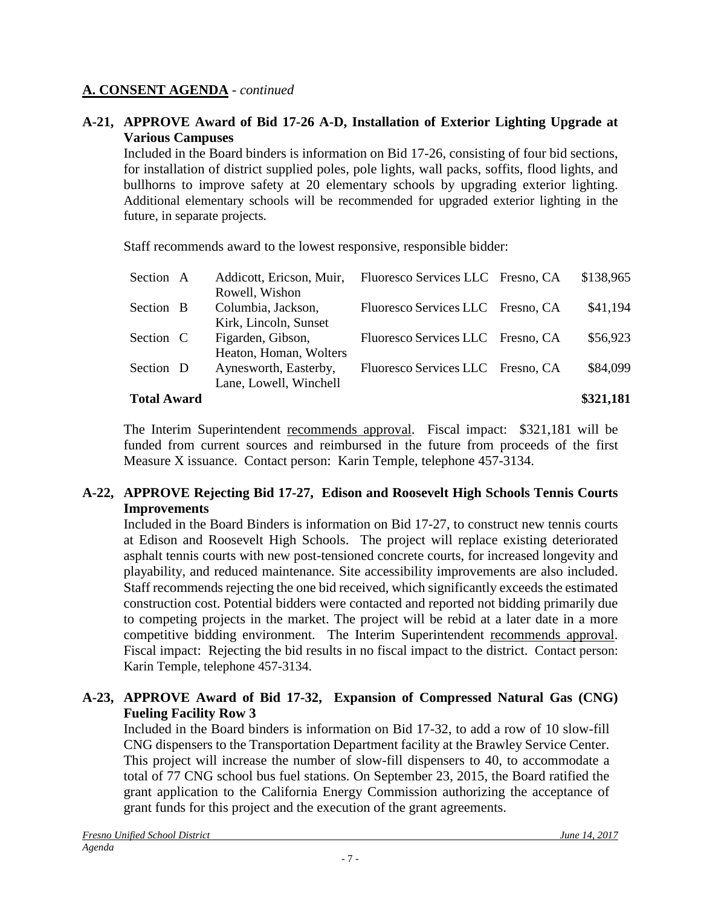## A. CONSENT AGENDA - *continued*

**A-21, APPROVE Award of Bid 17-26 A-D, Installation of Exterior Lighting Upgrade at Various Campuses**

Included in the Board binders is information on Bid 17-26, consisting of four bid sections, for installation of district supplied poles, pole lights, wall packs, soffits, flood lights, and bullhorns to improve safety at 20 elementary schools by upgrading exterior lighting. Additional elementary schools will be recommended for upgraded exterior lighting in the future, in separate projects.

Staff recommends award to the lowest responsive, responsible bidder:

| | | | | |
|---|---|---|---|---|
| Section A | Addicott, Ericson, Muir, Rowell, Wishon | Fluoresco Services LLC | Fresno, CA | \$138,965 |
| Section B | Columbia, Jackson, Kirk, Lincoln, Sunset | Fluoresco Services LLC | Fresno, CA | \$41,194 |
| Section C | Figarden, Gibson, Heaton, Homan, Wolters | Fluoresco Services LLC | Fresno, CA | \$56,923 |
| Section D | Aynesworth, Easterby, Lane, Lowell, Winchell | Fluoresco Services LLC | Fresno, CA | \$84,099 |
| **Total Award** | | | | **\$321,181** |

The Interim Superintendent recommends approval. Fiscal impact: \$321,181 will be funded from current sources and reimbursed in the future from proceeds of the first Measure X issuance. Contact person: Karin Temple, telephone 457-3134.

**A-22, APPROVE Rejecting Bid 17-27, Edison and Roosevelt High Schools Tennis Courts Improvements**

Included in the Board Binders is information on Bid 17-27, to construct new tennis courts at Edison and Roosevelt High Schools. The project will replace existing deteriorated asphalt tennis courts with new post-tensioned concrete courts, for increased longevity and playability, and reduced maintenance. Site accessibility improvements are also included. Staff recommends rejecting the one bid received, which significantly exceeds the estimated construction cost. Potential bidders were contacted and reported not bidding primarily due to competing projects in the market. The project will be rebid at a later date in a more competitive bidding environment. The Interim Superintendent recommends approval. Fiscal impact: Rejecting the bid results in no fiscal impact to the district. Contact person: Karin Temple, telephone 457-3134.

**A-23, APPROVE Award of Bid 17-32, Expansion of Compressed Natural Gas (CNG) Fueling Facility Row 3**

Included in the Board binders is information on Bid 17-32, to add a row of 10 slow-fill CNG dispensers to the Transportation Department facility at the Brawley Service Center. This project will increase the number of slow-fill dispensers to 40, to accommodate a total of 77 CNG school bus fuel stations. On September 23, 2015, the Board ratified the grant application to the California Energy Commission authorizing the acceptance of grant funds for this project and the execution of the grant agreements.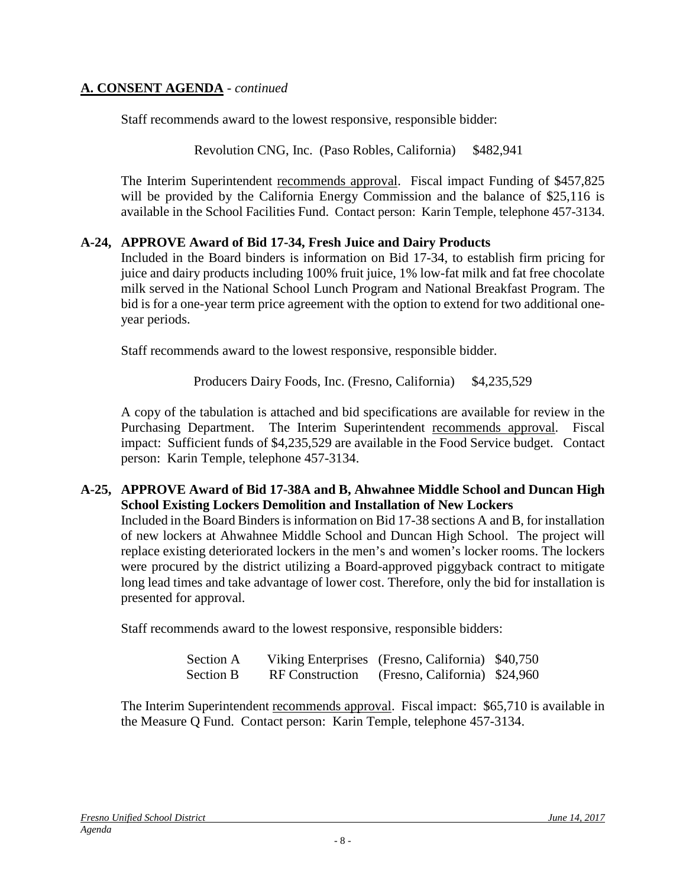## **A. CONSENT AGENDA** - *continued*

Staff recommends award to the lowest responsive, responsible bidder:

Revolution CNG, Inc. (Paso Robles, California) $482,941

The Interim Superintendent recommends approval. Fiscal impact Funding of $457,825 will be provided by the California Energy Commission and the balance of $25,116 is available in the School Facilities Fund. Contact person: Karin Temple, telephone 457-3134.

**A-24, APPROVE Award of Bid 17-34, Fresh Juice and Dairy Products**

Included in the Board binders is information on Bid 17-34, to establish firm pricing for juice and dairy products including 100% fruit juice, 1% low-fat milk and fat free chocolate milk served in the National School Lunch Program and National Breakfast Program. The bid is for a one-year term price agreement with the option to extend for two additional one-year periods.

Staff recommends award to the lowest responsive, responsible bidder.

Producers Dairy Foods, Inc. (Fresno, California) $4,235,529

A copy of the tabulation is attached and bid specifications are available for review in the Purchasing Department. The Interim Superintendent recommends approval. Fiscal impact: Sufficient funds of $4,235,529 are available in the Food Service budget. Contact person: Karin Temple, telephone 457-3134.

**A-25, APPROVE Award of Bid 17-38A and B, Ahwahnee Middle School and Duncan High School Existing Lockers Demolition and Installation of New Lockers**

Included in the Board Binders is information on Bid 17-38 sections A and B, for installation of new lockers at Ahwahnee Middle School and Duncan High School. The project will replace existing deteriorated lockers in the men's and women's locker rooms. The lockers were procured by the district utilizing a Board-approved piggyback contract to mitigate long lead times and take advantage of lower cost. Therefore, only the bid for installation is presented for approval.

Staff recommends award to the lowest responsive, responsible bidders:

| | | | |
|---|---|---|---|
| Section A | Viking Enterprises | (Fresno, California) | $40,750 |
| Section B | RF Construction | (Fresno, California) | $24,960 |

The Interim Superintendent recommends approval. Fiscal impact: $65,710 is available in the Measure Q Fund. Contact person: Karin Temple, telephone 457-3134.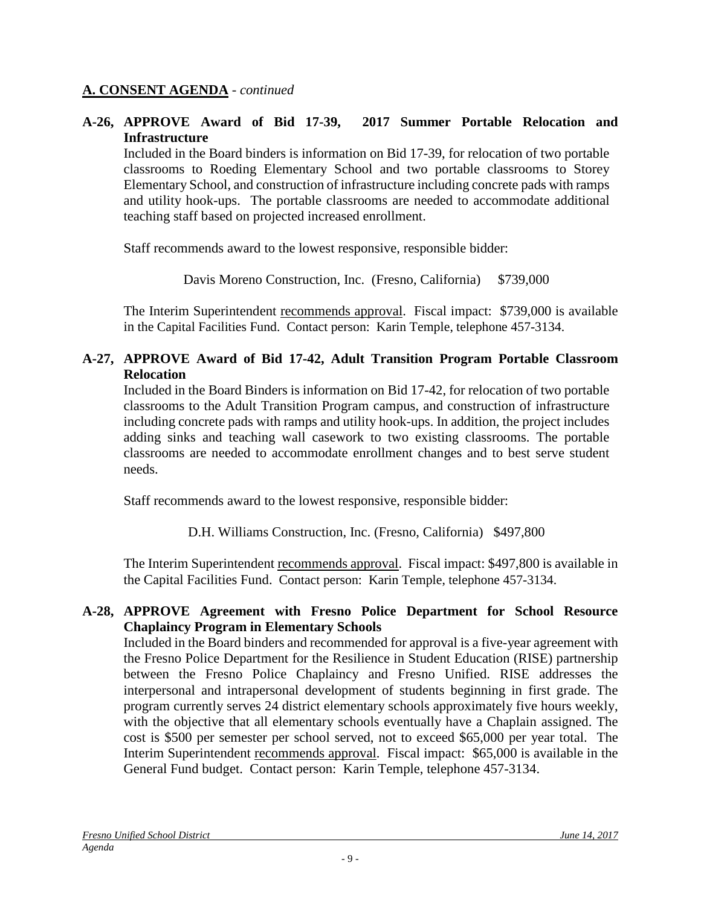## A. CONSENT AGENDA - *continued*

**A-26, APPROVE Award of Bid 17-39, 2017 Summer Portable Relocation and Infrastructure**

Included in the Board binders is information on Bid 17-39, for relocation of two portable classrooms to Roeding Elementary School and two portable classrooms to Storey Elementary School, and construction of infrastructure including concrete pads with ramps and utility hook-ups. The portable classrooms are needed to accommodate additional teaching staff based on projected increased enrollment.

Staff recommends award to the lowest responsive, responsible bidder:

Davis Moreno Construction, Inc. (Fresno, California) $739,000

The Interim Superintendent recommends approval. Fiscal impact: $739,000 is available in the Capital Facilities Fund. Contact person: Karin Temple, telephone 457-3134.

**A-27, APPROVE Award of Bid 17-42, Adult Transition Program Portable Classroom Relocation**

Included in the Board Binders is information on Bid 17-42, for relocation of two portable classrooms to the Adult Transition Program campus, and construction of infrastructure including concrete pads with ramps and utility hook-ups. In addition, the project includes adding sinks and teaching wall casework to two existing classrooms. The portable classrooms are needed to accommodate enrollment changes and to best serve student needs.

Staff recommends award to the lowest responsive, responsible bidder:

D.H. Williams Construction, Inc. (Fresno, California) $497,800

The Interim Superintendent recommends approval. Fiscal impact: $497,800 is available in the Capital Facilities Fund. Contact person: Karin Temple, telephone 457-3134.

**A-28, APPROVE Agreement with Fresno Police Department for School Resource Chaplaincy Program in Elementary Schools**

Included in the Board binders and recommended for approval is a five-year agreement with the Fresno Police Department for the Resilience in Student Education (RISE) partnership between the Fresno Police Chaplaincy and Fresno Unified. RISE addresses the interpersonal and intrapersonal development of students beginning in first grade. The program currently serves 24 district elementary schools approximately five hours weekly, with the objective that all elementary schools eventually have a Chaplain assigned. The cost is $500 per semester per school served, not to exceed $65,000 per year total. The Interim Superintendent recommends approval. Fiscal impact: $65,000 is available in the General Fund budget. Contact person: Karin Temple, telephone 457-3134.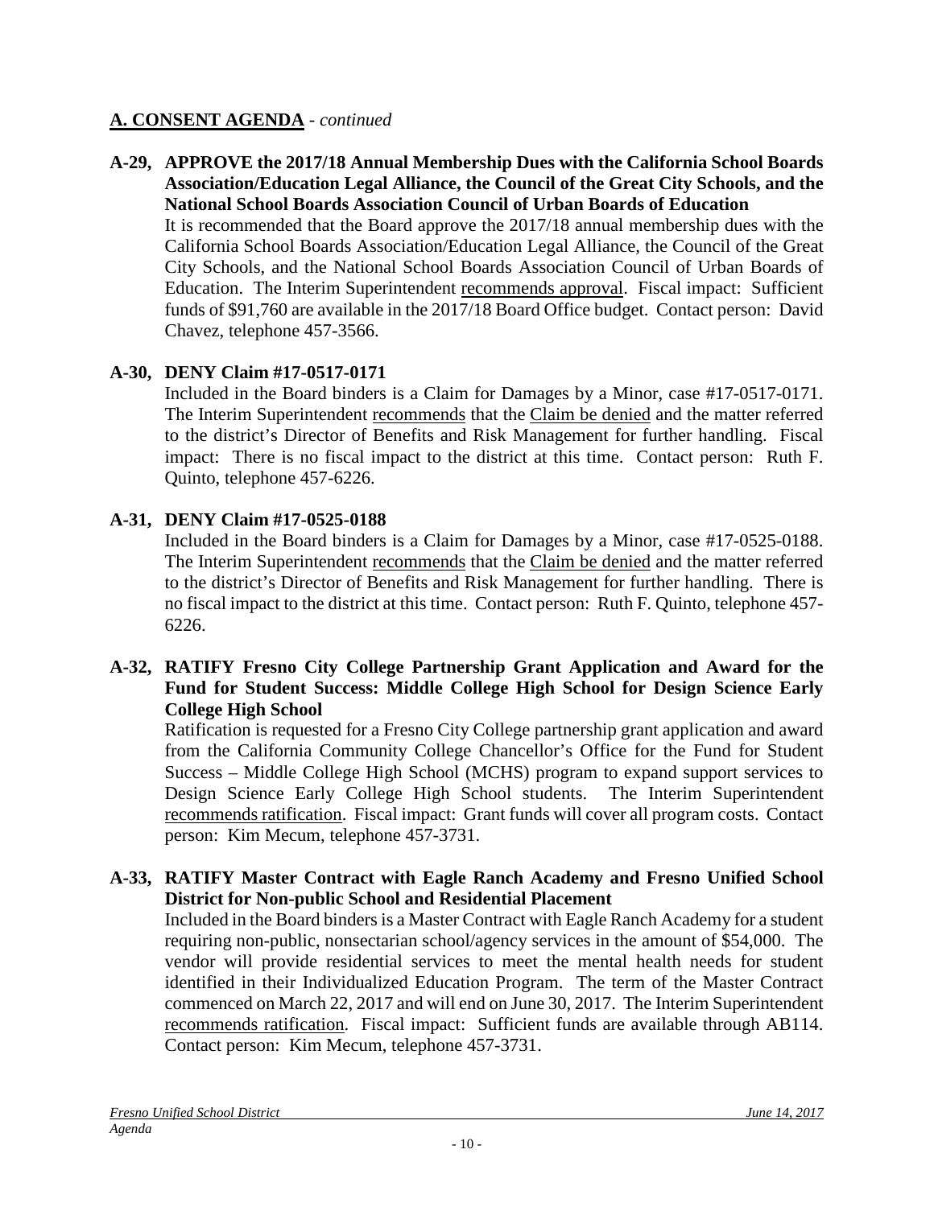## A. CONSENT AGENDA - *continued*

**A-29, APPROVE the 2017/18 Annual Membership Dues with the California School Boards Association/Education Legal Alliance, the Council of the Great City Schools, and the National School Boards Association Council of Urban Boards of Education**

It is recommended that the Board approve the 2017/18 annual membership dues with the California School Boards Association/Education Legal Alliance, the Council of the Great City Schools, and the National School Boards Association Council of Urban Boards of Education. The Interim Superintendent recommends approval. Fiscal impact: Sufficient funds of $91,760 are available in the 2017/18 Board Office budget. Contact person: David Chavez, telephone 457-3566.

**A-30, DENY Claim #17-0517-0171**

Included in the Board binders is a Claim for Damages by a Minor, case #17-0517-0171. The Interim Superintendent recommends that the Claim be denied and the matter referred to the district's Director of Benefits and Risk Management for further handling. Fiscal impact: There is no fiscal impact to the district at this time. Contact person: Ruth F. Quinto, telephone 457-6226.

**A-31, DENY Claim #17-0525-0188**

Included in the Board binders is a Claim for Damages by a Minor, case #17-0525-0188. The Interim Superintendent recommends that the Claim be denied and the matter referred to the district's Director of Benefits and Risk Management for further handling. There is no fiscal impact to the district at this time. Contact person: Ruth F. Quinto, telephone 457-6226.

**A-32, RATIFY Fresno City College Partnership Grant Application and Award for the Fund for Student Success: Middle College High School for Design Science Early College High School**

Ratification is requested for a Fresno City College partnership grant application and award from the California Community College Chancellor's Office for the Fund for Student Success – Middle College High School (MCHS) program to expand support services to Design Science Early College High School students. The Interim Superintendent recommends ratification. Fiscal impact: Grant funds will cover all program costs. Contact person: Kim Mecum, telephone 457-3731.

**A-33, RATIFY Master Contract with Eagle Ranch Academy and Fresno Unified School District for Non-public School and Residential Placement**

Included in the Board binders is a Master Contract with Eagle Ranch Academy for a student requiring non-public, nonsectarian school/agency services in the amount of $54,000. The vendor will provide residential services to meet the mental health needs for student identified in their Individualized Education Program. The term of the Master Contract commenced on March 22, 2017 and will end on June 30, 2017. The Interim Superintendent recommends ratification. Fiscal impact: Sufficient funds are available through AB114. Contact person: Kim Mecum, telephone 457-3731.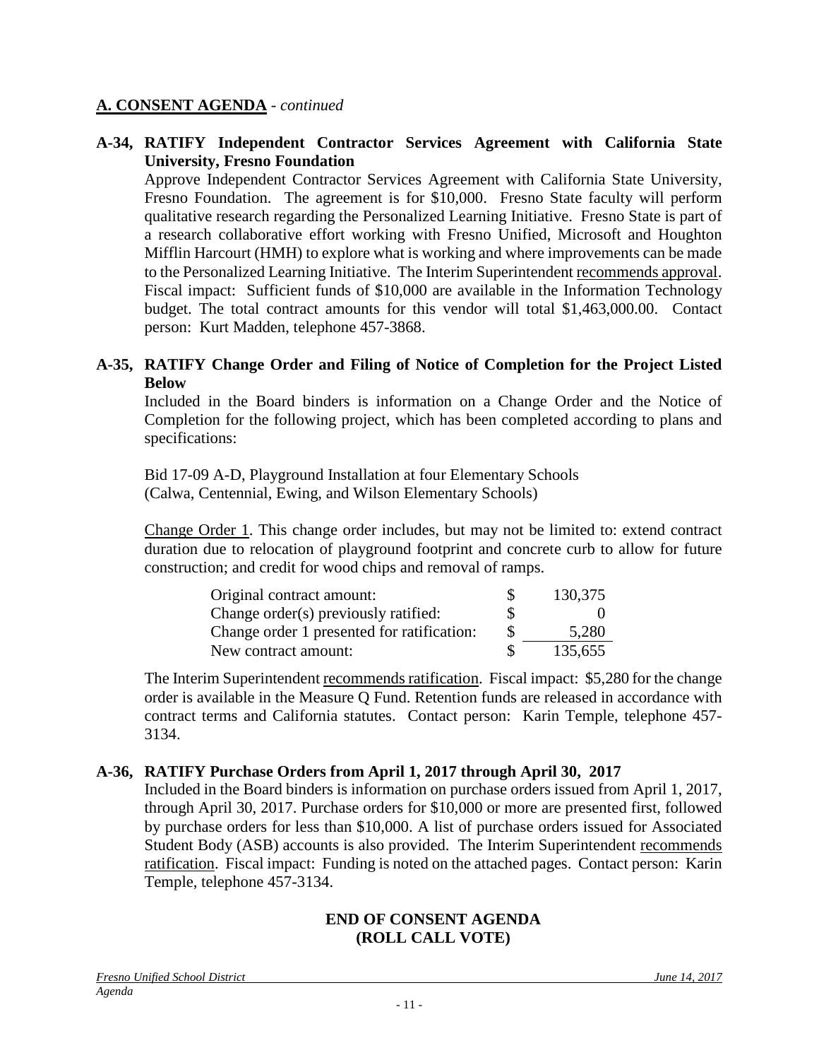**A. CONSENT AGENDA** - *continued*

**A-34, RATIFY Independent Contractor Services Agreement with California State University, Fresno Foundation**

Approve Independent Contractor Services Agreement with California State University, Fresno Foundation. The agreement is for $10,000. Fresno State faculty will perform qualitative research regarding the Personalized Learning Initiative. Fresno State is part of a research collaborative effort working with Fresno Unified, Microsoft and Houghton Mifflin Harcourt (HMH) to explore what is working and where improvements can be made to the Personalized Learning Initiative. The Interim Superintendent recommends approval. Fiscal impact: Sufficient funds of $10,000 are available in the Information Technology budget. The total contract amounts for this vendor will total $1,463,000.00. Contact person: Kurt Madden, telephone 457-3868.

**A-35, RATIFY Change Order and Filing of Notice of Completion for the Project Listed Below**

Included in the Board binders is information on a Change Order and the Notice of Completion for the following project, which has been completed according to plans and specifications:

Bid 17-09 A-D, Playground Installation at four Elementary Schools
(Calwa, Centennial, Ewing, and Wilson Elementary Schools)

Change Order 1. This change order includes, but may not be limited to: extend contract duration due to relocation of playground footprint and concrete curb to allow for future construction; and credit for wood chips and removal of ramps.

| | | |
|---|---|---|
| Original contract amount: | $ | 130,375 |
| Change order(s) previously ratified: | $ | 0 |
| Change order 1 presented for ratification: | $ | 5,280 |
| New contract amount: | $ | 135,655 |

The Interim Superintendent recommends ratification. Fiscal impact: $5,280 for the change order is available in the Measure Q Fund. Retention funds are released in accordance with contract terms and California statutes. Contact person: Karin Temple, telephone 457-3134.

**A-36, RATIFY Purchase Orders from April 1, 2017 through April 30, 2017**

Included in the Board binders is information on purchase orders issued from April 1, 2017, through April 30, 2017. Purchase orders for $10,000 or more are presented first, followed by purchase orders for less than $10,000. A list of purchase orders issued for Associated Student Body (ASB) accounts is also provided. The Interim Superintendent recommends ratification. Fiscal impact: Funding is noted on the attached pages. Contact person: Karin Temple, telephone 457-3134.

**END OF CONSENT AGENDA**
**(ROLL CALL VOTE)**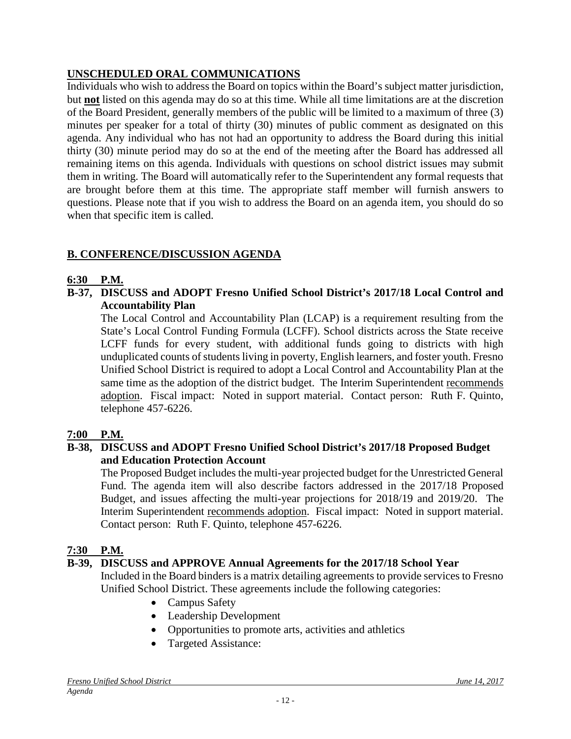## UNSCHEDULED ORAL COMMUNICATIONS

Individuals who wish to address the Board on topics within the Board's subject matter jurisdiction, but **not** listed on this agenda may do so at this time. While all time limitations are at the discretion of the Board President, generally members of the public will be limited to a maximum of three (3) minutes per speaker for a total of thirty (30) minutes of public comment as designated on this agenda. Any individual who has not had an opportunity to address the Board during this initial thirty (30) minute period may do so at the end of the meeting after the Board has addressed all remaining items on this agenda. Individuals with questions on school district issues may submit them in writing. The Board will automatically refer to the Superintendent any formal requests that are brought before them at this time. The appropriate staff member will furnish answers to questions. Please note that if you wish to address the Board on an agenda item, you should do so when that specific item is called.

## B. CONFERENCE/DISCUSSION AGENDA

### 6:30 P.M.

**B-37, DISCUSS and ADOPT Fresno Unified School District's 2017/18 Local Control and Accountability Plan**

The Local Control and Accountability Plan (LCAP) is a requirement resulting from the State's Local Control Funding Formula (LCFF). School districts across the State receive LCFF funds for every student, with additional funds going to districts with high unduplicated counts of students living in poverty, English learners, and foster youth. Fresno Unified School District is required to adopt a Local Control and Accountability Plan at the same time as the adoption of the district budget. The Interim Superintendent recommends adoption. Fiscal impact: Noted in support material. Contact person: Ruth F. Quinto, telephone 457-6226.

### 7:00 P.M.

**B-38, DISCUSS and ADOPT Fresno Unified School District's 2017/18 Proposed Budget and Education Protection Account**

The Proposed Budget includes the multi-year projected budget for the Unrestricted General Fund. The agenda item will also describe factors addressed in the 2017/18 Proposed Budget, and issues affecting the multi-year projections for 2018/19 and 2019/20. The Interim Superintendent recommends adoption. Fiscal impact: Noted in support material. Contact person: Ruth F. Quinto, telephone 457-6226.

### 7:30 P.M.

**B-39, DISCUSS and APPROVE Annual Agreements for the 2017/18 School Year**

Included in the Board binders is a matrix detailing agreements to provide services to Fresno Unified School District. These agreements include the following categories:

- Campus Safety
- Leadership Development
- Opportunities to promote arts, activities and athletics
- Targeted Assistance: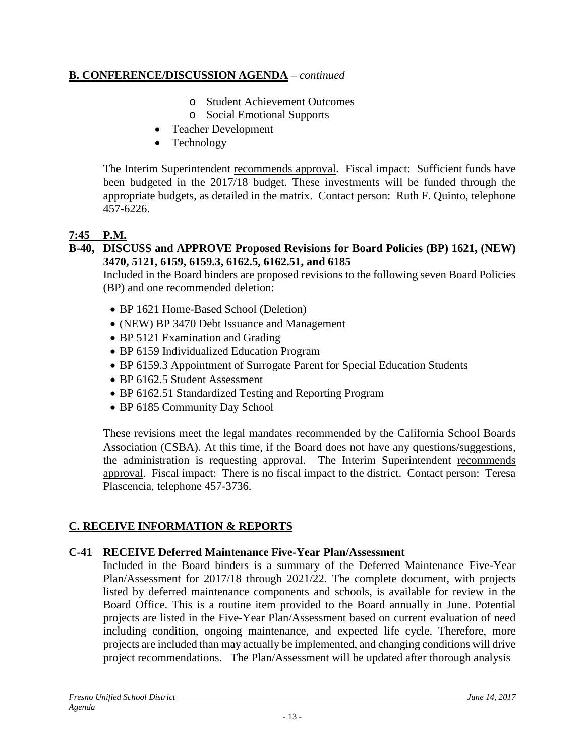## **B. CONFERENCE/DISCUSSION AGENDA** – *continued*

- Student Achievement Outcomes
- Social Emotional Supports
- Teacher Development
- Technology

The Interim Superintendent recommends approval. Fiscal impact: Sufficient funds have been budgeted in the 2017/18 budget. These investments will be funded through the appropriate budgets, as detailed in the matrix. Contact person: Ruth F. Quinto, telephone 457-6226.

**7:45 P.M.**

**B-40, DISCUSS and APPROVE Proposed Revisions for Board Policies (BP) 1621, (NEW) 3470, 5121, 6159, 6159.3, 6162.5, 6162.51, and 6185**

Included in the Board binders are proposed revisions to the following seven Board Policies (BP) and one recommended deletion:

- BP 1621 Home-Based School (Deletion)
- (NEW) BP 3470 Debt Issuance and Management
- BP 5121 Examination and Grading
- BP 6159 Individualized Education Program
- BP 6159.3 Appointment of Surrogate Parent for Special Education Students
- BP 6162.5 Student Assessment
- BP 6162.51 Standardized Testing and Reporting Program
- BP 6185 Community Day School

These revisions meet the legal mandates recommended by the California School Boards Association (CSBA). At this time, if the Board does not have any questions/suggestions, the administration is requesting approval. The Interim Superintendent recommends approval. Fiscal impact: There is no fiscal impact to the district. Contact person: Teresa Plascencia, telephone 457-3736.

## **C. RECEIVE INFORMATION & REPORTS**

**C-41 RECEIVE Deferred Maintenance Five-Year Plan/Assessment**

Included in the Board binders is a summary of the Deferred Maintenance Five-Year Plan/Assessment for 2017/18 through 2021/22. The complete document, with projects listed by deferred maintenance components and schools, is available for review in the Board Office. This is a routine item provided to the Board annually in June. Potential projects are listed in the Five-Year Plan/Assessment based on current evaluation of need including condition, ongoing maintenance, and expected life cycle. Therefore, more projects are included than may actually be implemented, and changing conditions will drive project recommendations. The Plan/Assessment will be updated after thorough analysis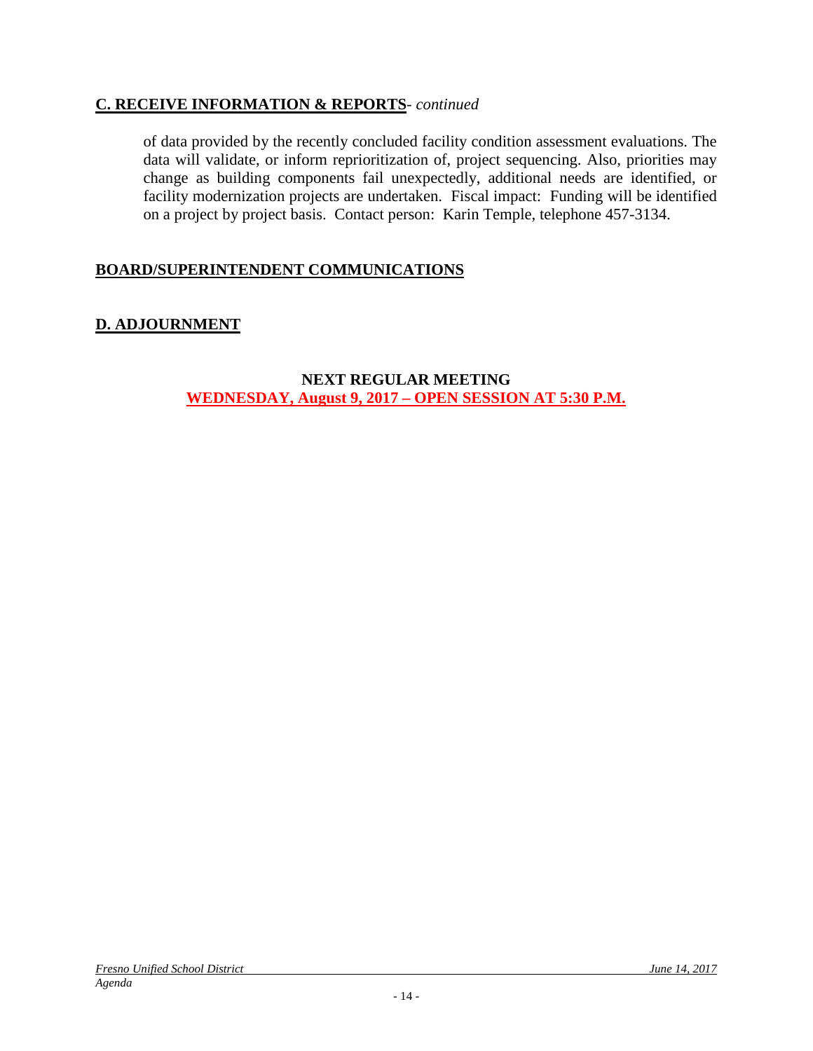## **C. RECEIVE INFORMATION & REPORTS**- *continued*

of data provided by the recently concluded facility condition assessment evaluations. The data will validate, or inform reprioritization of, project sequencing. Also, priorities may change as building components fail unexpectedly, additional needs are identified, or facility modernization projects are undertaken. Fiscal impact: Funding will be identified on a project by project basis. Contact person: Karin Temple, telephone 457-3134.

## **BOARD/SUPERINTENDENT COMMUNICATIONS**

## **D. ADJOURNMENT**

**NEXT REGULAR MEETING**

**WEDNESDAY, August 9, 2017 – OPEN SESSION AT 5:30 P.M.**